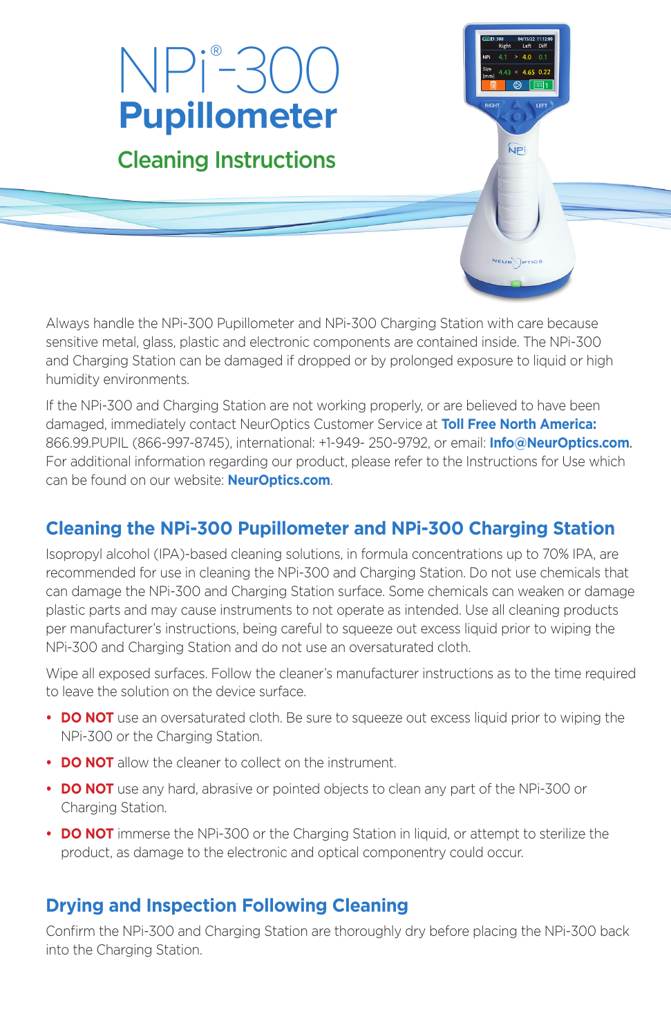# NPi®-300 Pupillometer

## Cleaning Instructions

Always handle the NPi-300 Pupillometer and NPi-300 Charging Station with care because sensitive metal, glass, plastic and electronic components are contained inside. The NPi-300 and Charging Station can be damaged if dropped or by prolonged exposure to liquid or high humidity environments.

If the NPi-300 and Charging Station are not working properly, or are believed to have been damaged, immediately contact NeurOptics Customer Service at **Toll Free North America:** 866.99.PUPIL (866-997-8745), international: +1-949- 250-9792, or email: **Info@NeurOptics.com**. For additional information regarding our product, please refer to the Instructions for Use which can be found on our website: **NeurOptics.com**.

## Cleaning the NPi-300 Pupillometer and NPi-300 Charging Station

Isopropyl alcohol (IPA)-based cleaning solutions, in formula concentrations up to 70% IPA, are recommended for use in cleaning the NPi-300 and Charging Station. Do not use chemicals that can damage the NPi-300 and Charging Station surface. Some chemicals can weaken or damage plastic parts and may cause instruments to not operate as intended. Use all cleaning products per manufacturer's instructions, being careful to squeeze out excess liquid prior to wiping the NPi-300 and Charging Station and do not use an oversaturated cloth.

Wipe all exposed surfaces. Follow the cleaner's manufacturer instructions as to the time required to leave the solution on the device surface.

- **DO NOT** use an oversaturated cloth. Be sure to squeeze out excess liquid prior to wiping the NPi-300 or the Charging Station.
- **DO NOT** allow the cleaner to collect on the instrument.
- **DO NOT** use any hard, abrasive or pointed objects to clean any part of the NPi-300 or Charging Station.
- **DO NOT** immerse the NPi-300 or the Charging Station in liquid, or attempt to sterilize the product, as damage to the electronic and optical componentry could occur.

## Drying and Inspection Following Cleaning

Confirm the NPi-300 and Charging Station are thoroughly dry before placing the NPi-300 back into the Charging Station.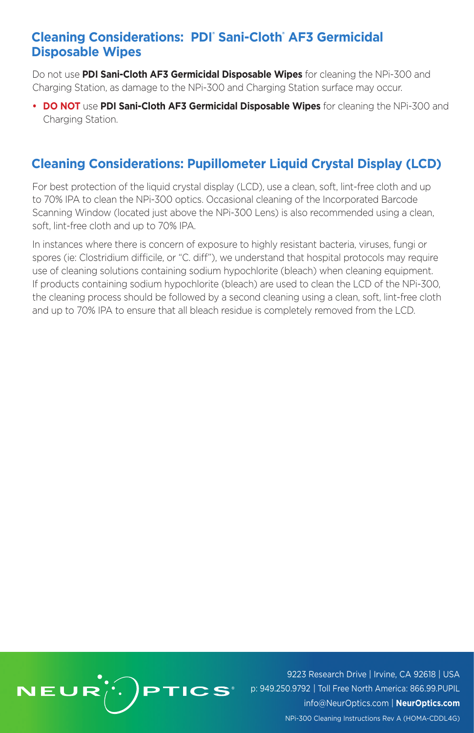## Cleaning Considerations: PDI® Sani-Cloth® AF3 Germicidal Disposable Wipes

Do not use **PDI Sani-Cloth AF3 Germicidal Disposable Wipes** for cleaning the NPi-300 and Charging Station, as damage to the NPi-300 and Charging Station surface may occur.

- **DO NOT** use **PDI Sani-Cloth AF3 Germicidal Disposable Wipes** for cleaning the NPi-300 and Charging Station.

## Cleaning Considerations: Pupillometer Liquid Crystal Display (LCD)

For best protection of the liquid crystal display (LCD), use a clean, soft, lint-free cloth and up to 70% IPA to clean the NPi-300 optics. Occasional cleaning of the Incorporated Barcode Scanning Window (located just above the NPi-300 Lens) is also recommended using a clean, soft, lint-free cloth and up to 70% IPA.

In instances where there is concern of exposure to highly resistant bacteria, viruses, fungi or spores (ie: Clostridium difficile, or "C. diff"), we understand that hospital protocols may require use of cleaning solutions containing sodium hypochlorite (bleach) when cleaning equipment. If products containing sodium hypochlorite (bleach) are used to clean the LCD of the NPi-300, the cleaning process should be followed by a second cleaning using a clean, soft, lint-free cloth and up to 70% IPA to ensure that all bleach residue is completely removed from the LCD.

NEUROPTICS®

9223 Research Drive | Irvine, CA 92618 | USA
p: 949.250.9792 | Toll Free North America: 866.99.PUPIL
info@NeurOptics.com | **NeurOptics.com**

NPi-300 Cleaning Instructions Rev A (HOMA-CDDL4G)